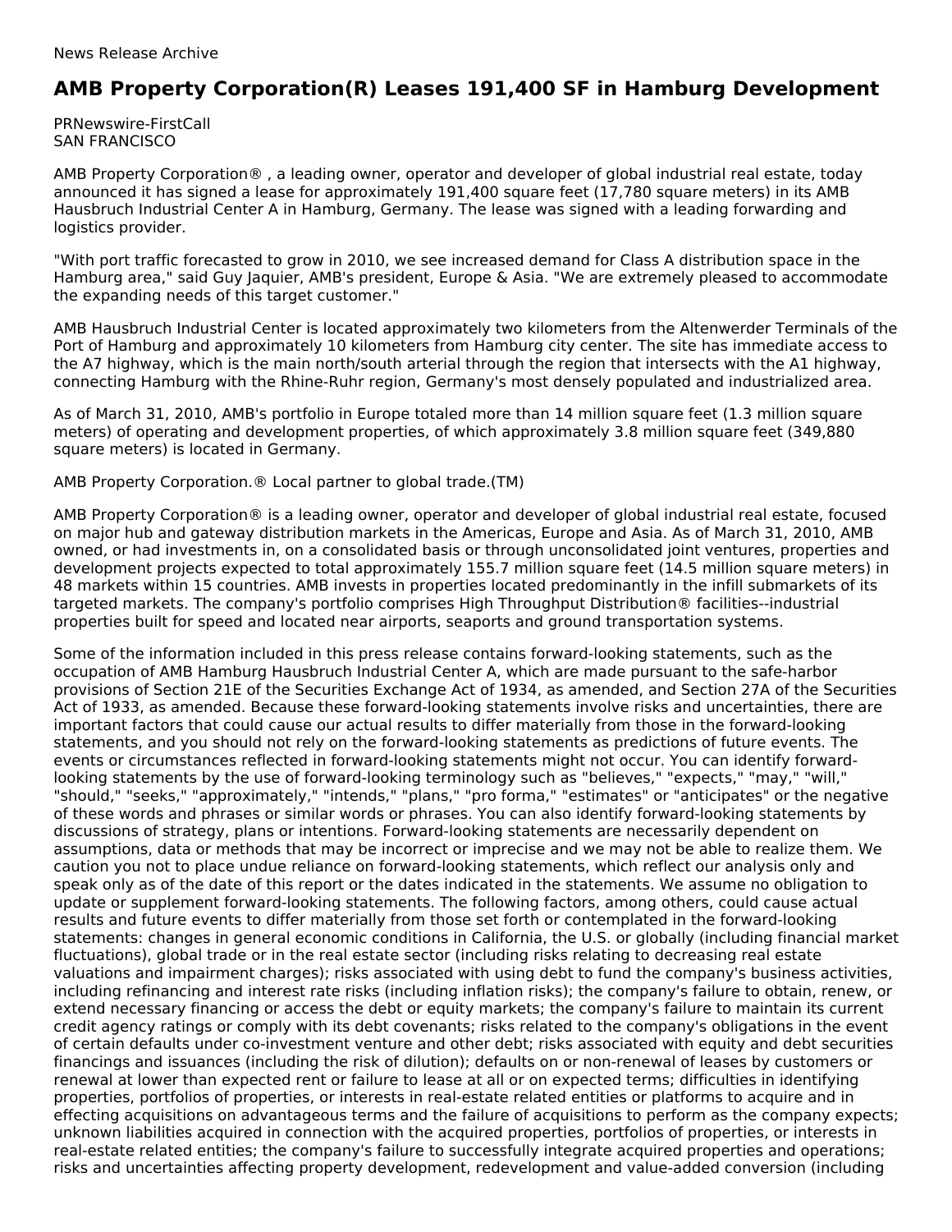News Release Archive

# AMB Property Corporation(R) Leases 191,400 SF in Hamburg Development

PRNewswire-FirstCall
SAN FRANCISCO

AMB Property Corporation® , a leading owner, operator and developer of global industrial real estate, today announced it has signed a lease for approximately 191,400 square feet (17,780 square meters) in its AMB Hausbruch Industrial Center A in Hamburg, Germany. The lease was signed with a leading forwarding and logistics provider.

"With port traffic forecasted to grow in 2010, we see increased demand for Class A distribution space in the Hamburg area," said Guy Jaquier, AMB's president, Europe & Asia. "We are extremely pleased to accommodate the expanding needs of this target customer."

AMB Hausbruch Industrial Center is located approximately two kilometers from the Altenwerder Terminals of the Port of Hamburg and approximately 10 kilometers from Hamburg city center. The site has immediate access to the A7 highway, which is the main north/south arterial through the region that intersects with the A1 highway, connecting Hamburg with the Rhine-Ruhr region, Germany's most densely populated and industrialized area.

As of March 31, 2010, AMB's portfolio in Europe totaled more than 14 million square feet (1.3 million square meters) of operating and development properties, of which approximately 3.8 million square feet (349,880 square meters) is located in Germany.

AMB Property Corporation.® Local partner to global trade.(TM)

AMB Property Corporation® is a leading owner, operator and developer of global industrial real estate, focused on major hub and gateway distribution markets in the Americas, Europe and Asia. As of March 31, 2010, AMB owned, or had investments in, on a consolidated basis or through unconsolidated joint ventures, properties and development projects expected to total approximately 155.7 million square feet (14.5 million square meters) in 48 markets within 15 countries. AMB invests in properties located predominantly in the infill submarkets of its targeted markets. The company's portfolio comprises High Throughput Distribution® facilities--industrial properties built for speed and located near airports, seaports and ground transportation systems.

Some of the information included in this press release contains forward-looking statements, such as the occupation of AMB Hamburg Hausbruch Industrial Center A, which are made pursuant to the safe-harbor provisions of Section 21E of the Securities Exchange Act of 1934, as amended, and Section 27A of the Securities Act of 1933, as amended. Because these forward-looking statements involve risks and uncertainties, there are important factors that could cause our actual results to differ materially from those in the forward-looking statements, and you should not rely on the forward-looking statements as predictions of future events. The events or circumstances reflected in forward-looking statements might not occur. You can identify forward-looking statements by the use of forward-looking terminology such as "believes," "expects," "may," "will," "should," "seeks," "approximately," "intends," "plans," "pro forma," "estimates" or "anticipates" or the negative of these words and phrases or similar words or phrases. You can also identify forward-looking statements by discussions of strategy, plans or intentions. Forward-looking statements are necessarily dependent on assumptions, data or methods that may be incorrect or imprecise and we may not be able to realize them. We caution you not to place undue reliance on forward-looking statements, which reflect our analysis only and speak only as of the date of this report or the dates indicated in the statements. We assume no obligation to update or supplement forward-looking statements. The following factors, among others, could cause actual results and future events to differ materially from those set forth or contemplated in the forward-looking statements: changes in general economic conditions in California, the U.S. or globally (including financial market fluctuations), global trade or in the real estate sector (including risks relating to decreasing real estate valuations and impairment charges); risks associated with using debt to fund the company's business activities, including refinancing and interest rate risks (including inflation risks); the company's failure to obtain, renew, or extend necessary financing or access the debt or equity markets; the company's failure to maintain its current credit agency ratings or comply with its debt covenants; risks related to the company's obligations in the event of certain defaults under co-investment venture and other debt; risks associated with equity and debt securities financings and issuances (including the risk of dilution); defaults on or non-renewal of leases by customers or renewal at lower than expected rent or failure to lease at all or on expected terms; difficulties in identifying properties, portfolios of properties, or interests in real-estate related entities or platforms to acquire and in effecting acquisitions on advantageous terms and the failure of acquisitions to perform as the company expects; unknown liabilities acquired in connection with the acquired properties, portfolios of properties, or interests in real-estate related entities; the company's failure to successfully integrate acquired properties and operations; risks and uncertainties affecting property development, redevelopment and value-added conversion (including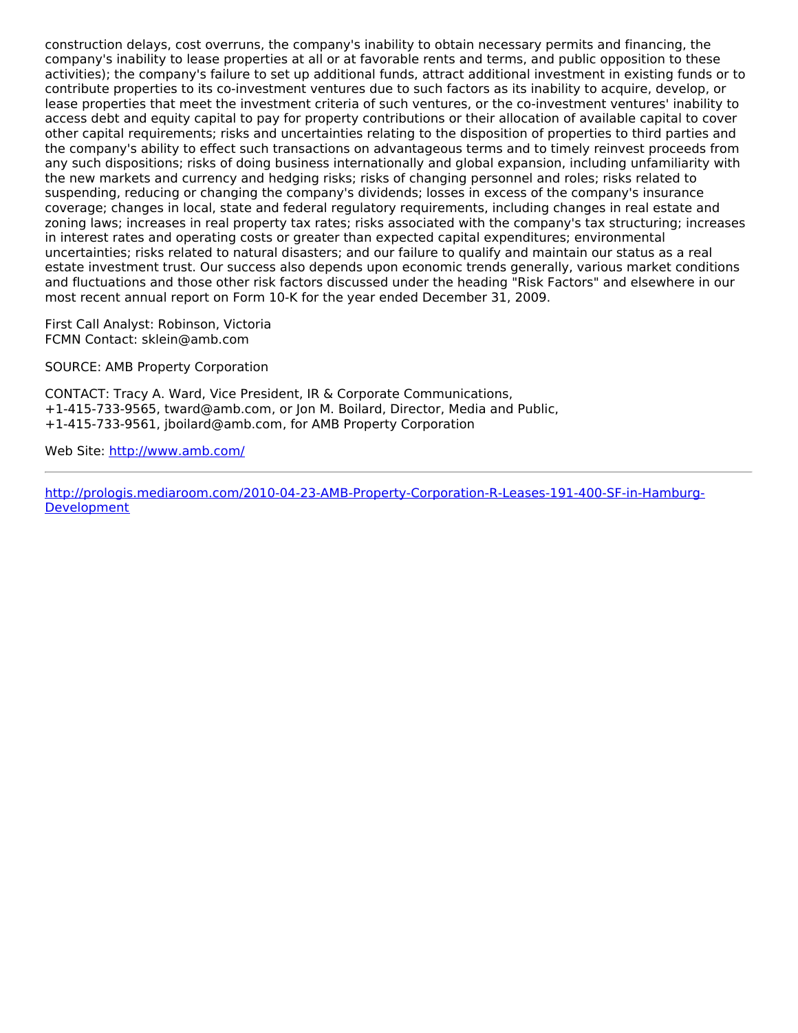construction delays, cost overruns, the company's inability to obtain necessary permits and financing, the company's inability to lease properties at all or at favorable rents and terms, and public opposition to these activities); the company's failure to set up additional funds, attract additional investment in existing funds or to contribute properties to its co-investment ventures due to such factors as its inability to acquire, develop, or lease properties that meet the investment criteria of such ventures, or the co-investment ventures' inability to access debt and equity capital to pay for property contributions or their allocation of available capital to cover other capital requirements; risks and uncertainties relating to the disposition of properties to third parties and the company's ability to effect such transactions on advantageous terms and to timely reinvest proceeds from any such dispositions; risks of doing business internationally and global expansion, including unfamiliarity with the new markets and currency and hedging risks; risks of changing personnel and roles; risks related to suspending, reducing or changing the company's dividends; losses in excess of the company's insurance coverage; changes in local, state and federal regulatory requirements, including changes in real estate and zoning laws; increases in real property tax rates; risks associated with the company's tax structuring; increases in interest rates and operating costs or greater than expected capital expenditures; environmental uncertainties; risks related to natural disasters; and our failure to qualify and maintain our status as a real estate investment trust. Our success also depends upon economic trends generally, various market conditions and fluctuations and those other risk factors discussed under the heading "Risk Factors" and elsewhere in our most recent annual report on Form 10-K for the year ended December 31, 2009.

First Call Analyst: Robinson, Victoria
FCMN Contact: sklein@amb.com

SOURCE: AMB Property Corporation

CONTACT: Tracy A. Ward, Vice President, IR & Corporate Communications, +1-415-733-9565, tward@amb.com, or Jon M. Boilard, Director, Media and Public, +1-415-733-9561, jboilard@amb.com, for AMB Property Corporation

Web Site: http://www.amb.com/

---

http://prologis.mediaroom.com/2010-04-23-AMB-Property-Corporation-R-Leases-191-400-SF-in-Hamburg-Development